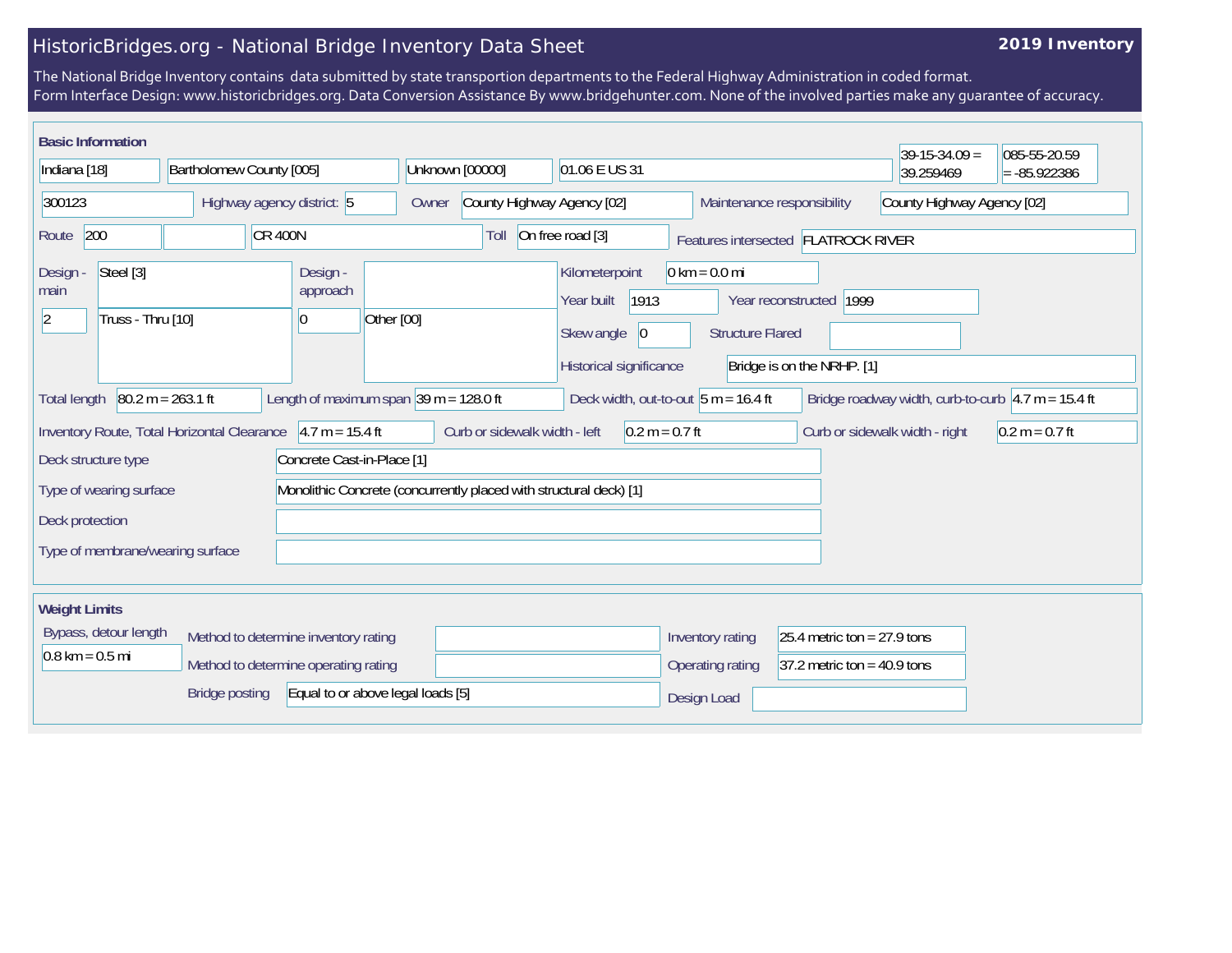# HistoricBridges.org - National Bridge Inventory Data Sheet

**2019 Inventory**

The National Bridge Inventory contains data submitted by state transportion departments to the Federal Highway Administration in coded format.
Form Interface Design: www.historicbridges.org. Data Conversion Assistance By www.bridgehunter.com. None of the involved parties make any guarantee of accuracy.

## Basic Information

| | | | | | |
|---|---|---|---|---|---|
| Indiana [18] | Bartholomew County [005] | Unknown [00000] | 01.06 E US 31 | 39-15-34.09 = 39.259469 | 085-55-20.59 = -85.922386 |

300123 | Highway agency district: 5 | Owner: County Highway Agency [02] | Maintenance responsibility: County Highway Agency [02]

Route: 200 | | CR 400N | Toll: On free road [3] | Features intersected: FLATROCK RIVER

| Field | Value |
|---|---|
| Design - main | Steel [3] |
| | 2 — Truss - Thru [10] |
| Design - approach | |
| | 0 — Other [00] |
| Kilometerpoint | 0 km = 0.0 mi |
| Year built | 1913 |
| Year reconstructed | 1999 |
| Skew angle | 0 |
| Structure Flared | |
| Historical significance | Bridge is on the NRHP. [1] |
| Total length | 80.2 m = 263.1 ft |
| Length of maximum span | 39 m = 128.0 ft |
| Deck width, out-to-out | 5 m = 16.4 ft |
| Bridge roadway width, curb-to-curb | 4.7 m = 15.4 ft |
| Inventory Route, Total Horizontal Clearance | 4.7 m = 15.4 ft |
| Curb or sidewalk width - left | 0.2 m = 0.7 ft |
| Curb or sidewalk width - right | 0.2 m = 0.7 ft |
| Deck structure type | Concrete Cast-in-Place [1] |
| Type of wearing surface | Monolithic Concrete (concurrently placed with structural deck) [1] |
| Deck protection | |
| Type of membrane/wearing surface | |

## Weight Limits

| Field | Value |
|---|---|
| Bypass, detour length | 0.8 km = 0.5 mi |
| Method to determine inventory rating | |
| Method to determine operating rating | |
| Bridge posting | Equal to or above legal loads [5] |
| Inventory rating | 25.4 metric ton = 27.9 tons |
| Operating rating | 37.2 metric ton = 40.9 tons |
| Design Load | |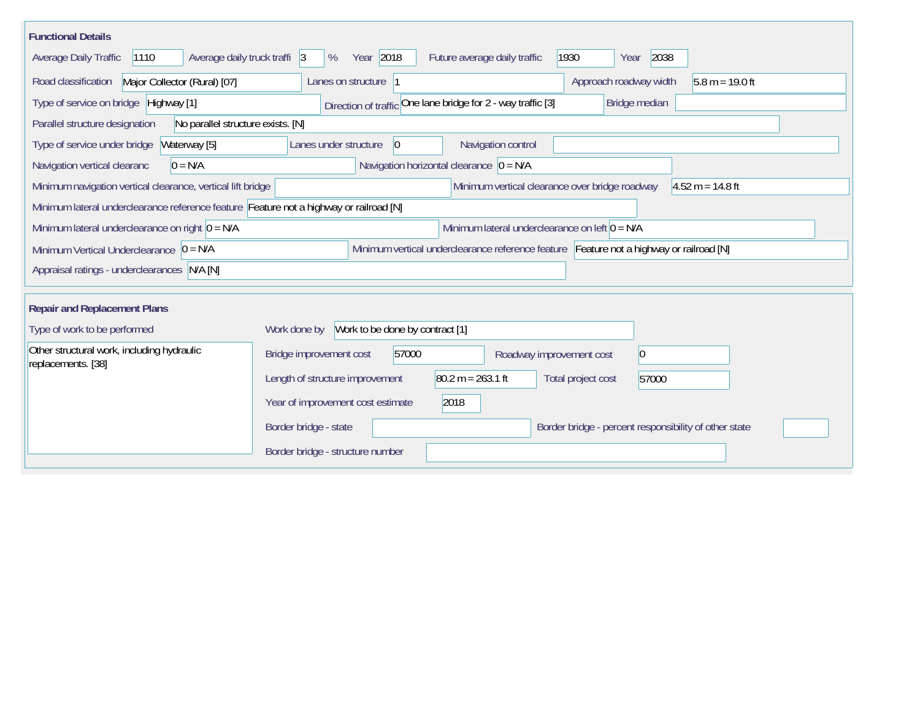## Functional Details

| Field | Value |
|---|---|
| Average Daily Traffic | 1110 |
| Average daily truck traffi | 3 % |
| Year | 2018 |
| Future average daily traffic | 1930 |
| Year | 2038 |
| Road classification | Major Collector (Rural) [07] |
| Lanes on structure | 1 |
| Approach roadway width | 5.8 m = 19.0 ft |
| Type of service on bridge | Highway [1] |
| Direction of traffic | One lane bridge for 2 - way traffic [3] |
| Bridge median | |
| Parallel structure designation | No parallel structure exists. [N] |
| Type of service under bridge | Waterway [5] |
| Lanes under structure | 0 |
| Navigation control | |
| Navigation vertical clearanc | 0 = N/A |
| Navigation horizontal clearance | 0 = N/A |
| Minimum navigation vertical clearance, vertical lift bridge | |
| Minimum vertical clearance over bridge roadway | 4.52 m = 14.8 ft |
| Minimum lateral underclearance reference feature | Feature not a highway or railroad [N] |
| Minimum lateral underclearance on right | 0 = N/A |
| Minimum lateral underclearance on left | 0 = N/A |
| Minimum Vertical Underclearance | 0 = N/A |
| Minimum vertical underclearance reference feature | Feature not a highway or railroad [N] |
| Appraisal ratings - underclearances | N/A [N] |

## Repair and Replacement Plans

| Field | Value |
|---|---|
| Type of work to be performed | Other structural work, including hydraulic replacements. [38] |
| Work done by | Work to be done by contract [1] |
| Bridge improvement cost | 57000 |
| Roadway improvement cost | 0 |
| Length of structure improvement | 80.2 m = 263.1 ft |
| Total project cost | 57000 |
| Year of improvement cost estimate | 2018 |
| Border bridge - state | |
| Border bridge - percent responsibility of other state | |
| Border bridge - structure number | |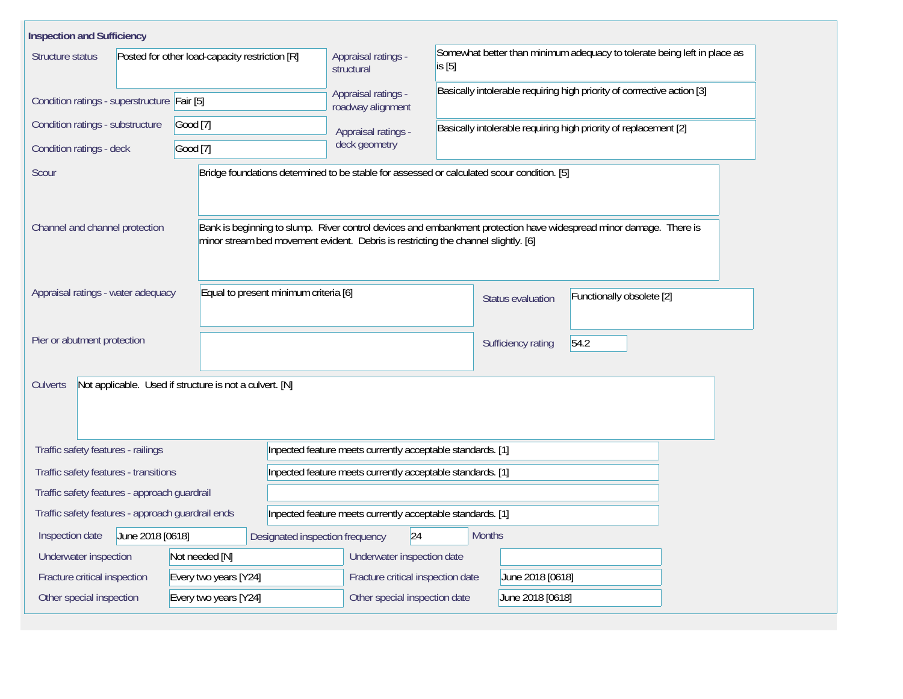## Inspection and Sufficiency

| | |
|---|---|
| Structure status | Posted for other load-capacity restriction [R] |
| Appraisal ratings - structural | Somewhat better than minimum adequacy to tolerate being left in place as is [5] |
| Condition ratings - superstructure | Fair [5] |
| Appraisal ratings - roadway alignment | Basically intolerable requiring high priority of corrrective action [3] |
| Condition ratings - substructure | Good [7] |
| Condition ratings - deck | Good [7] |
| Appraisal ratings - deck geometry | Basically intolerable requiring high priority of replacement [2] |
| Scour | Bridge foundations determined to be stable for assessed or calculated scour condition. [5] |
| Channel and channel protection | Bank is beginning to slump. River control devices and embankment protection have widespread minor damage. There is minor stream bed movement evident. Debris is restricting the channel slightly. [6] |
| Appraisal ratings - water adequacy | Equal to present minimum criteria [6] |
| Status evaluation | Functionally obsolete [2] |
| Pier or abutment protection | |
| Sufficiency rating | 54.2 |
| Culverts | Not applicable. Used if structure is not a culvert. [N] |
| Traffic safety features - railings | Inpected feature meets currently acceptable standards. [1] |
| Traffic safety features - transitions | Inpected feature meets currently acceptable standards. [1] |
| Traffic safety features - approach guardrail | |
| Traffic safety features - approach guardrail ends | Inpected feature meets currently acceptable standards. [1] |
| Inspection date | June 2018 [0618] |
| Designated inspection frequency | 24 Months |
| Underwater inspection | Not needed [N] |
| Underwater inspection date | |
| Fracture critical inspection | Every two years [Y24] |
| Fracture critical inspection date | June 2018 [0618] |
| Other special inspection | Every two years [Y24] |
| Other special inspection date | June 2018 [0618] |